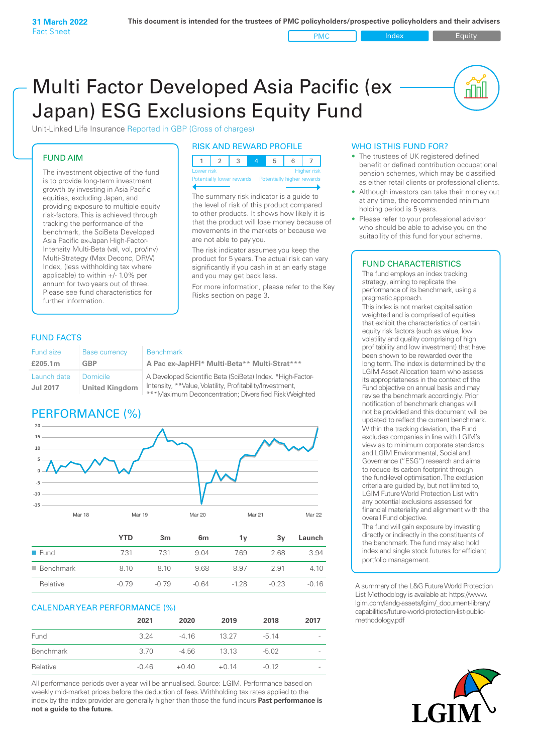**31 March 2022**
Fact Sheet

This document is intended for the trustees of PMC policyholders/prospective policyholders and their advisers

PMC | Index | Equity

# Multi Factor Developed Asia Pacific (ex Japan) ESG Exclusions Equity Fund

Unit-Linked Life Insurance Reported in GBP (Gross of charges)

## FUND AIM

The investment objective of the fund is to provide long-term investment growth by investing in Asia Pacific equities, excluding Japan, and providing exposure to multiple equity risk-factors. This is achieved through tracking the performance of the benchmark, the SciBeta Developed Asia Pacific ex-Japan High-Factor-Intensity Multi-Beta (val, vol, pro/inv) Multi-Strategy (Max Deconc, DRW) Index, (less withholding tax where applicable) to within +/- 1.0% per annum for two years out of three. Please see fund characteristics for further information.

## RISK AND REWARD PROFILE

| 1 | 2 | 3 | **4** | 5 | 6 | 7 |
|---|---|---|---|---|---|---|

Lower risk — Higher risk
Potentially lower rewards — Potentially higher rewards

The summary risk indicator is a guide to the level of risk of this product compared to other products. It shows how likely it is that the product will lose money because of movements in the markets or because we are not able to pay you.

The risk indicator assumes you keep the product for 5 years. The actual risk can vary significantly if you cash in at an early stage and you may get back less.

For more information, please refer to the Key Risks section on page 3.

## WHO IS THIS FUND FOR?

- The trustees of UK registered defined benefit or defined contribution occupational pension schemes, which may be classified as either retail clients or professional clients.
- Although investors can take their money out at any time, the recommended minimum holding period is 5 years.
- Please refer to your professional advisor who should be able to advise you on the suitability of this fund for your scheme.

## FUND FACTS

| Fund size | Base currency | Benchmark |
|---|---|---|
| **£205.1m** | **GBP** | **A Pac ex-JapHFI* Multi-Beta** Multi-Strat*** |
| Launch date | Domicile | A Developed Scientific Beta (SciBeta) Index. *High-Factor-Intensity, **Value, Volatility, Profitability/Investment, ***Maximum Deconcentration; Diversified Risk Weighted |
| **Jul 2017** | **United Kingdom** | |

## PERFORMANCE (%)

| | YTD | 3m | 6m | 1y | 3y | Launch |
|---|---|---|---|---|---|---|
| Fund | 7.31 | 7.31 | 9.04 | 7.69 | 2.68 | 3.94 |
| Benchmark | 8.10 | 8.10 | 9.68 | 8.97 | 2.91 | 4.10 |
| Relative | -0.79 | -0.79 | -0.64 | -1.28 | -0.23 | -0.16 |

## CALENDAR YEAR PERFORMANCE (%)

| | 2021 | 2020 | 2019 | 2018 | 2017 |
|---|---|---|---|---|---|
| Fund | 3.24 | -4.16 | 13.27 | -5.14 | - |
| Benchmark | 3.70 | -4.56 | 13.13 | -5.02 | - |
| Relative | -0.46 | +0.40 | +0.14 | -0.12 | - |

All performance periods over a year will be annualised. Source: LGIM. Performance based on weekly mid-market prices before the deduction of fees. Withholding tax rates applied to the index by the index provider are generally higher than those the fund incurs **Past performance is not a guide to the future.**

## FUND CHARACTERISTICS

The fund employs an index tracking strategy, aiming to replicate the performance of its benchmark, using a pragmatic approach.

This index is not market capitalisation weighted and is comprised of equities that exhibit the characteristics of certain equity risk factors (such as value, low volatility and quality comprising of high profitability and low investment) that have been shown to be rewarded over the long term. The index is determined by the LGIM Asset Allocation team who assess its appropriateness in the context of the Fund objective on annual basis and may revise the benchmark accordingly. Prior notification of benchmark changes will not be provided and this document will be updated to reflect the current benchmark.

Within the tracking deviation, the Fund excludes companies in line with LGIM's view as to minimum corporate standards and LGIM Environmental, Social and Governance ("ESG") research and aims to reduce its carbon footprint through the fund-level optimisation. The exclusion criteria are guided by, but not limited to, LGIM Future World Protection List with any potential exclusions assessed for financial materiality and alignment with the overall Fund objective.

The fund will gain exposure by investing directly or indirectly in the constituents of the benchmark. The fund may also hold index and single stock futures for efficient portfolio management.

A summary of the L&G Future World Protection List Methodology is available at: https://www.lgim.com/landg-assets/lgim/_document-library/capabilities/future-world-protection-list-public-methodology.pdf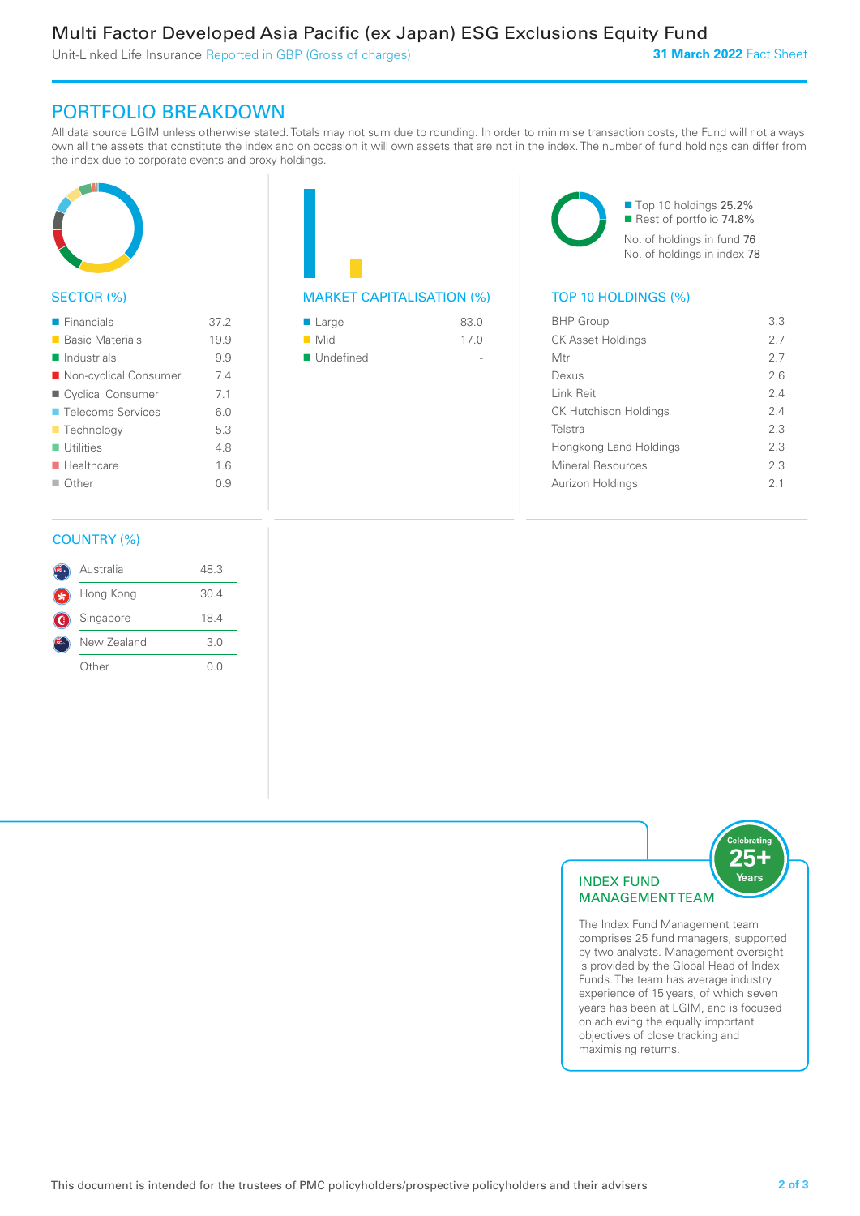# PORTFOLIO BREAKDOWN

All data source LGIM unless otherwise stated. Totals may not sum due to rounding. In order to minimise transaction costs, the Fund will not always own all the assets that constitute the index and on occasion it will own assets that are not in the index. The number of fund holdings can differ from the index due to corporate events and proxy holdings.

## SECTOR (%)

| Sector | % |
|---|---|
| Financials | 37.2 |
| Basic Materials | 19.9 |
| Industrials | 9.9 |
| Non-cyclical Consumer | 7.4 |
| Cyclical Consumer | 7.1 |
| Telecoms Services | 6.0 |
| Technology | 5.3 |
| Utilities | 4.8 |
| Healthcare | 1.6 |
| Other | 0.9 |

## MARKET CAPITALISATION (%)

| Market Capitalisation | % |
|---|---|
| Large | 83.0 |
| Mid | 17.0 |
| Undefined | - |

Top 10 holdings 25.2%
Rest of portfolio 74.8%
No. of holdings in fund 76
No. of holdings in index 78

## TOP 10 HOLDINGS (%)

| Holding | % |
|---|---|
| BHP Group | 3.3 |
| CK Asset Holdings | 2.7 |
| Mtr | 2.7 |
| Dexus | 2.6 |
| Link Reit | 2.4 |
| CK Hutchison Holdings | 2.4 |
| Telstra | 2.3 |
| Hongkong Land Holdings | 2.3 |
| Mineral Resources | 2.3 |
| Aurizon Holdings | 2.1 |

## COUNTRY (%)

| Country | % |
|---|---|
| Australia | 48.3 |
| Hong Kong | 30.4 |
| Singapore | 18.4 |
| New Zealand | 3.0 |
| Other | 0.0 |

## INDEX FUND MANAGEMENT TEAM

Celebrating 25+ Years

The Index Fund Management team comprises 25 fund managers, supported by two analysts. Management oversight is provided by the Global Head of Index Funds. The team has average industry experience of 15 years, of which seven years has been at LGIM, and is focused on achieving the equally important objectives of close tracking and maximising returns.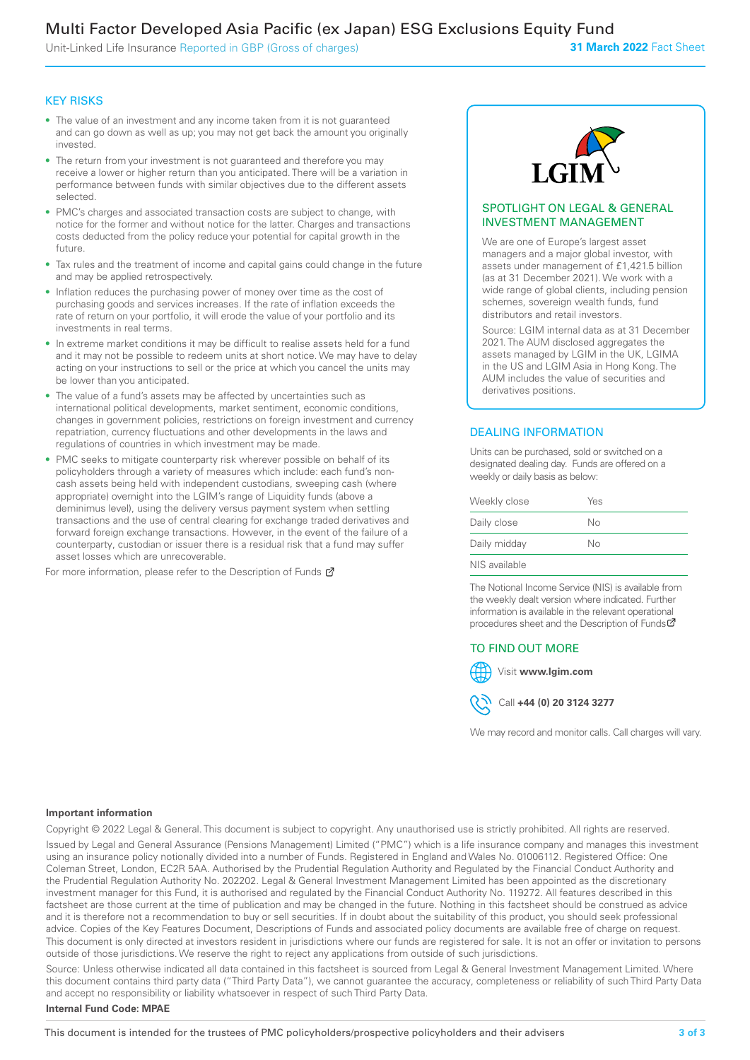# Multi Factor Developed Asia Pacific (ex Japan) ESG Exclusions Equity Fund

Unit-Linked Life Insurance Reported in GBP (Gross of charges)

**31 March 2022** Fact Sheet

## KEY RISKS

- The value of an investment and any income taken from it is not guaranteed and can go down as well as up; you may not get back the amount you originally invested.
- The return from your investment is not guaranteed and therefore you may receive a lower or higher return than you anticipated. There will be a variation in performance between funds with similar objectives due to the different assets selected.
- PMC's charges and associated transaction costs are subject to change, with notice for the former and without notice for the latter. Charges and transactions costs deducted from the policy reduce your potential for capital growth in the future.
- Tax rules and the treatment of income and capital gains could change in the future and may be applied retrospectively.
- Inflation reduces the purchasing power of money over time as the cost of purchasing goods and services increases. If the rate of inflation exceeds the rate of return on your portfolio, it will erode the value of your portfolio and its investments in real terms.
- In extreme market conditions it may be difficult to realise assets held for a fund and it may not be possible to redeem units at short notice. We may have to delay acting on your instructions to sell or the price at which you cancel the units may be lower than you anticipated.
- The value of a fund's assets may be affected by uncertainties such as international political developments, market sentiment, economic conditions, changes in government policies, restrictions on foreign investment and currency repatriation, currency fluctuations and other developments in the laws and regulations of countries in which investment may be made.
- PMC seeks to mitigate counterparty risk wherever possible on behalf of its policyholders through a variety of measures which include: each fund's non-cash assets being held with independent custodians, sweeping cash (where appropriate) overnight into the LGIM's range of Liquidity funds (above a deminimus level), using the delivery versus payment system when settling transactions and the use of central clearing for exchange traded derivatives and forward foreign exchange transactions. However, in the event of the failure of a counterparty, custodian or issuer there is a residual risk that a fund may suffer asset losses which are unrecoverable.

For more information, please refer to the Description of Funds

LGIM

## SPOTLIGHT ON LEGAL & GENERAL INVESTMENT MANAGEMENT

We are one of Europe's largest asset managers and a major global investor, with assets under management of £1,421.5 billion (as at 31 December 2021). We work with a wide range of global clients, including pension schemes, sovereign wealth funds, fund distributors and retail investors.

Source: LGIM internal data as at 31 December 2021. The AUM disclosed aggregates the assets managed by LGIM in the UK, LGIMA in the US and LGIM Asia in Hong Kong. The AUM includes the value of securities and derivatives positions.

## DEALING INFORMATION

Units can be purchased, sold or switched on a designated dealing day. Funds are offered on a weekly or daily basis as below:

| | |
|---|---|
| Weekly close | Yes |
| Daily close | No |
| Daily midday | No |
| NIS available | |

The Notional Income Service (NIS) is available from the weekly dealt version where indicated. Further information is available in the relevant operational procedures sheet and the Description of Funds

## TO FIND OUT MORE

Visit **www.lgim.com**

Call **+44 (0) 20 3124 3277**

We may record and monitor calls. Call charges will vary.

**Important information**

Copyright © 2022 Legal & General. This document is subject to copyright. Any unauthorised use is strictly prohibited. All rights are reserved.

Issued by Legal and General Assurance (Pensions Management) Limited ("PMC") which is a life insurance company and manages this investment using an insurance policy notionally divided into a number of Funds. Registered in England and Wales No. 01006112. Registered Office: One Coleman Street, London, EC2R 5AA. Authorised by the Prudential Regulation Authority and Regulated by the Financial Conduct Authority and the Prudential Regulation Authority No. 202202. Legal & General Investment Management Limited has been appointed as the discretionary investment manager for this Fund, it is authorised and regulated by the Financial Conduct Authority No. 119272. All features described in this factsheet are those current at the time of publication and may be changed in the future. Nothing in this factsheet should be construed as advice and it is therefore not a recommendation to buy or sell securities. If in doubt about the suitability of this product, you should seek professional advice. Copies of the Key Features Document, Descriptions of Funds and associated policy documents are available free of charge on request. This document is only directed at investors resident in jurisdictions where our funds are registered for sale. It is not an offer or invitation to persons outside of those jurisdictions. We reserve the right to reject any applications from outside of such jurisdictions.

Source: Unless otherwise indicated all data contained in this factsheet is sourced from Legal & General Investment Management Limited. Where this document contains third party data ("Third Party Data"), we cannot guarantee the accuracy, completeness or reliability of such Third Party Data and accept no responsibility or liability whatsoever in respect of such Third Party Data.

**Internal Fund Code: MPAE**

This document is intended for the trustees of PMC policyholders/prospective policyholders and their advisers